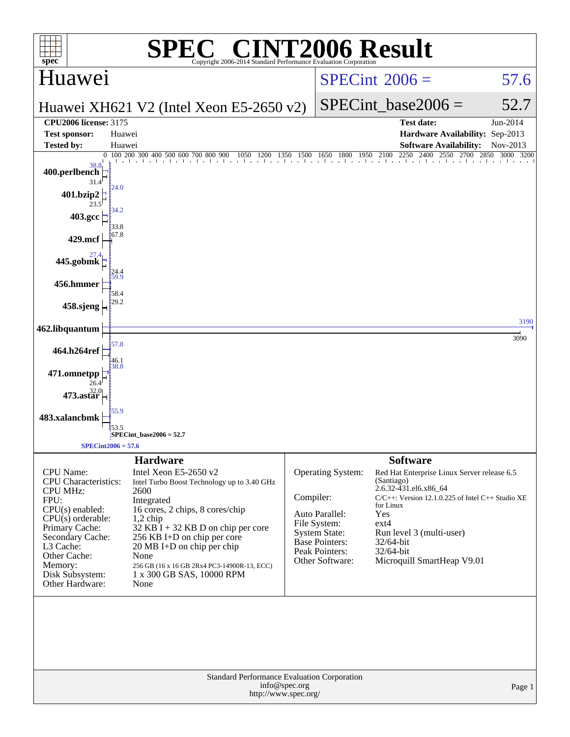# SPEC® CINT2006 Result

Copyright 2006-2014 Standard Performance Evaluation Corporation

## Huawei

**Huawei XH621 V2 (Intel Xeon E5-2650 v2)**

SPECint 2006 = 57.6

SPECint_base2006 = 52.7

| | | | |
|---|---|---|---|
| **CPU2006 license:** | 3175 | **Test date:** | Jun-2014 |
| **Test sponsor:** | Huawei | **Hardware Availability:** | Sep-2013 |
| **Tested by:** | Huawei | **Software Availability:** | Nov-2013 |

| Benchmark | Peak | Base |
|---|---|---|
| 400.perlbench | 38.8 | 31.4 |
| 401.bzip2 | 24.0 | 23.5 |
| 403.gcc | 34.2 | 33.8 |
| 429.mcf | 67.8 | |
| 445.gobmk | 27.4 | 24.4 |
| 456.hmmer | 59.9 | 58.4 |
| 458.sjeng | 29.2 | |
| 462.libquantum | 3190 | 3090 |
| 464.h264ref | 57.8 | 46.1 |
| 471.omnetpp | 38.8 | 26.4 |
| 473.astar | 32.0 | |
| 483.xalancbmk | 55.9 | 53.5 |

SPECint_base2006 = 52.7

SPECint2006 = 57.6

## Hardware

| | |
|---|---|
| CPU Name: | Intel Xeon E5-2650 v2 |
| CPU Characteristics: | Intel Turbo Boost Technology up to 3.40 GHz |
| CPU MHz: | 2600 |
| FPU: | Integrated |
| CPU(s) enabled: | 16 cores, 2 chips, 8 cores/chip |
| CPU(s) orderable: | 1,2 chip |
| Primary Cache: | 32 KB I + 32 KB D on chip per core |
| Secondary Cache: | 256 KB I+D on chip per core |
| L3 Cache: | 20 MB I+D on chip per chip |
| Other Cache: | None |
| Memory: | 256 GB (16 x 16 GB 2Rx4 PC3-14900R-13, ECC) |
| Disk Subsystem: | 1 x 300 GB SAS, 10000 RPM |
| Other Hardware: | None |

## Software

| | |
|---|---|
| Operating System: | Red Hat Enterprise Linux Server release 6.5 (Santiago) 2.6.32-431.el6.x86_64 |
| Compiler: | C/C++: Version 12.1.0.225 of Intel C++ Studio XE for Linux |
| Auto Parallel: | Yes |
| File System: | ext4 |
| System State: | Run level 3 (multi-user) |
| Base Pointers: | 32/64-bit |
| Peak Pointers: | 32/64-bit |
| Other Software: | Microquill SmartHeap V9.01 |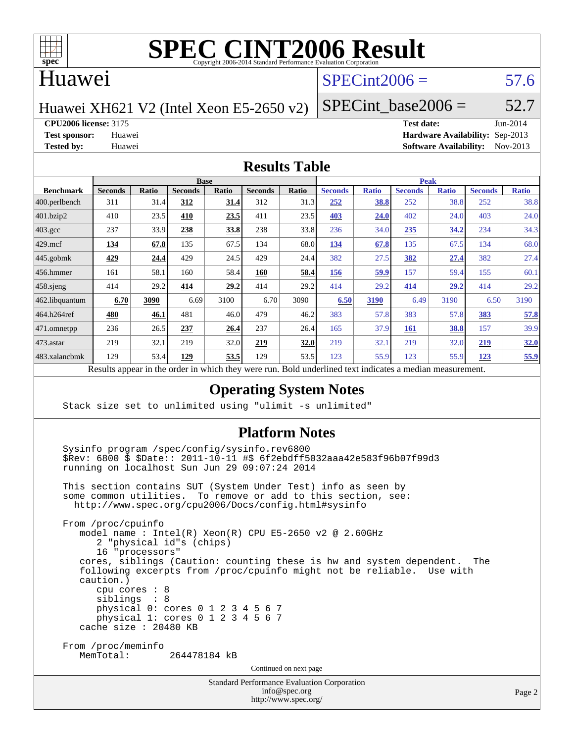# SPEC CINT2006 Result

Copyright 2006-2014 Standard Performance Evaluation Corporation

## Huawei

Huawei XH621 V2 (Intel Xeon E5-2650 v2)

SPECint2006 = 57.6

SPECint_base2006 = 52.7

**CPU2006 license:** 3175
**Test sponsor:** Huawei
**Tested by:** Huawei

**Test date:** Jun-2014
**Hardware Availability:** Sep-2013
**Software Availability:** Nov-2013

## Results Table

| Benchmark | Base | | | | | | Peak | | | | | |
|---|---|---|---|---|---|---|---|---|---|---|---|---|
| | Seconds | Ratio | Seconds | Ratio | Seconds | Ratio | Seconds | Ratio | Seconds | Ratio | Seconds | Ratio |
| 400.perlbench | 311 | 31.4 | **312** | **31.4** | 312 | 31.3 | **252** | **38.8** | 252 | 38.8 | 252 | 38.8 |
| 401.bzip2 | 410 | 23.5 | **410** | **23.5** | 411 | 23.5 | **403** | **24.0** | 402 | 24.0 | 403 | 24.0 |
| 403.gcc | 237 | 33.9 | **238** | **33.8** | 238 | 33.8 | 236 | 34.0 | **235** | **34.2** | 234 | 34.3 |
| 429.mcf | **134** | **67.8** | 135 | 67.5 | 134 | 68.0 | **134** | **67.8** | 135 | 67.5 | 134 | 68.0 |
| 445.gobmk | **429** | **24.4** | 429 | 24.5 | 429 | 24.4 | 382 | 27.5 | **382** | **27.4** | 382 | 27.4 |
| 456.hmmer | 161 | 58.1 | 160 | 58.4 | **160** | **58.4** | **156** | **59.9** | 157 | 59.4 | 155 | 60.1 |
| 458.sjeng | 414 | 29.2 | **414** | **29.2** | 414 | 29.2 | 414 | 29.2 | **414** | **29.2** | 414 | 29.2 |
| 462.libquantum | **6.70** | **3090** | 6.69 | 3100 | 6.70 | 3090 | **6.50** | **3190** | 6.49 | 3190 | 6.50 | 3190 |
| 464.h264ref | **480** | **46.1** | 481 | 46.0 | 479 | 46.2 | 383 | 57.8 | 383 | 57.8 | **383** | **57.8** |
| 471.omnetpp | 236 | 26.5 | **237** | **26.4** | 237 | 26.4 | 165 | 37.9 | **161** | **38.8** | 157 | 39.9 |
| 473.astar | 219 | 32.1 | 219 | 32.0 | **219** | **32.0** | 219 | 32.1 | 219 | 32.0 | **219** | **32.0** |
| 483.xalancbmk | 129 | 53.4 | **129** | **53.5** | 129 | 53.5 | 123 | 55.9 | 123 | 55.9 | **123** | **55.9** |

Results appear in the order in which they were run. Bold underlined text indicates a median measurement.

## Operating System Notes

```
Stack size set to unlimited using "ulimit -s unlimited"
```

## Platform Notes

```
Sysinfo program /spec/config/sysinfo.rev6800
$Rev: 6800 $ $Date:: 2011-10-11 #$ 6f2ebdff5032aaa42e583f96b07f99d3
running on localhost Sun Jun 29 09:07:24 2014

This section contains SUT (System Under Test) info as seen by
some common utilities.  To remove or add to this section, see:
  http://www.spec.org/cpu2006/Docs/config.html#sysinfo

From /proc/cpuinfo
   model name : Intel(R) Xeon(R) CPU E5-2650 v2 @ 2.60GHz
      2 "physical id"s (chips)
      16 "processors"
   cores, siblings (Caution: counting these is hw and system dependent.  The
   following excerpts from /proc/cpuinfo might not be reliable.  Use with
   caution.)
      cpu cores : 8
      siblings  : 8
      physical 0: cores 0 1 2 3 4 5 6 7
      physical 1: cores 0 1 2 3 4 5 6 7
   cache size : 20480 KB

From /proc/meminfo
   MemTotal:       264478184 kB
```

Continued on next page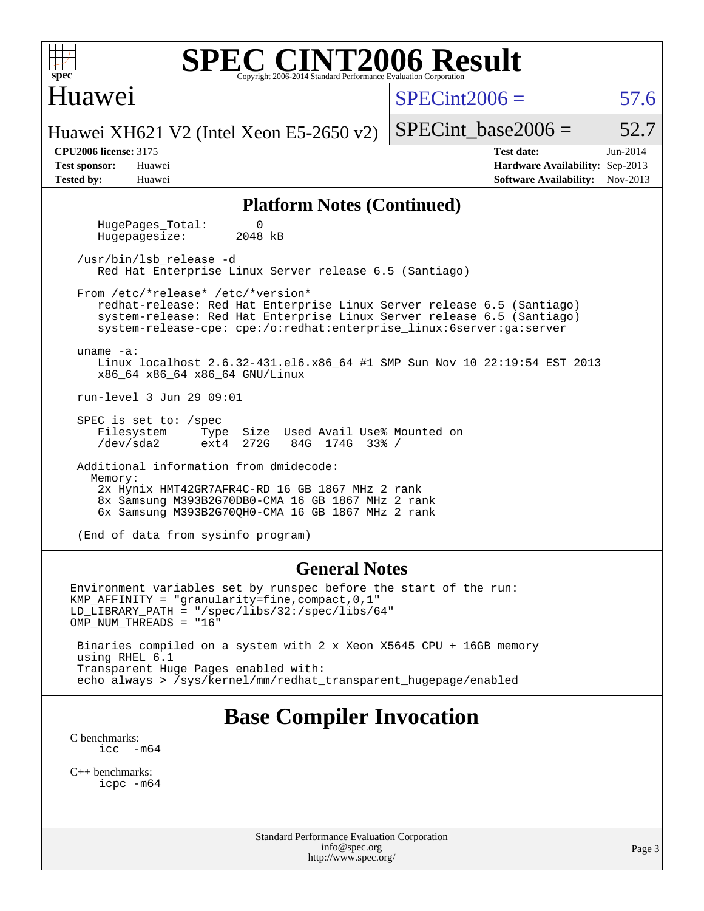# SPEC CINT2006 Result

Copyright 2006-2014 Standard Performance Evaluation Corporation

## Huawei

Huawei XH621 V2 (Intel Xeon E5-2650 v2)

SPECint2006 = 57.6

SPECint_base2006 = 52.7

**CPU2006 license:** 3175
**Test sponsor:** Huawei
**Tested by:** Huawei

**Test date:** Jun-2014
**Hardware Availability:** Sep-2013
**Software Availability:** Nov-2013

### Platform Notes (Continued)

```
    HugePages_Total:       0
    Hugepagesize:       2048 kB

 /usr/bin/lsb_release -d
    Red Hat Enterprise Linux Server release 6.5 (Santiago)

 From /etc/*release* /etc/*version*
    redhat-release: Red Hat Enterprise Linux Server release 6.5 (Santiago)
    system-release: Red Hat Enterprise Linux Server release 6.5 (Santiago)
    system-release-cpe: cpe:/o:redhat:enterprise_linux:6server:ga:server

 uname -a:
    Linux localhost 2.6.32-431.el6.x86_64 #1 SMP Sun Nov 10 22:19:54 EST 2013
    x86_64 x86_64 x86_64 GNU/Linux

 run-level 3 Jun 29 09:01

 SPEC is set to: /spec
    Filesystem     Type  Size  Used Avail Use% Mounted on
    /dev/sda2      ext4  272G   84G  174G  33% /

 Additional information from dmidecode:
   Memory:
    2x Hynix HMT42GR7AFR4C-RD 16 GB 1867 MHz 2 rank
    8x Samsung M393B2G70DB0-CMA 16 GB 1867 MHz 2 rank
    6x Samsung M393B2G70QH0-CMA 16 GB 1867 MHz 2 rank

 (End of data from sysinfo program)
```

### General Notes

```
Environment variables set by runspec before the start of the run:
KMP_AFFINITY = "granularity=fine,compact,0,1"
LD_LIBRARY_PATH = "/spec/libs/32:/spec/libs/64"
OMP_NUM_THREADS = "16"

 Binaries compiled on a system with 2 x Xeon X5645 CPU + 16GB memory
 using RHEL 6.1
 Transparent Huge Pages enabled with:
 echo always > /sys/kernel/mm/redhat_transparent_hugepage/enabled
```

## Base Compiler Invocation

C benchmarks:
    icc -m64

C++ benchmarks:
    icpc -m64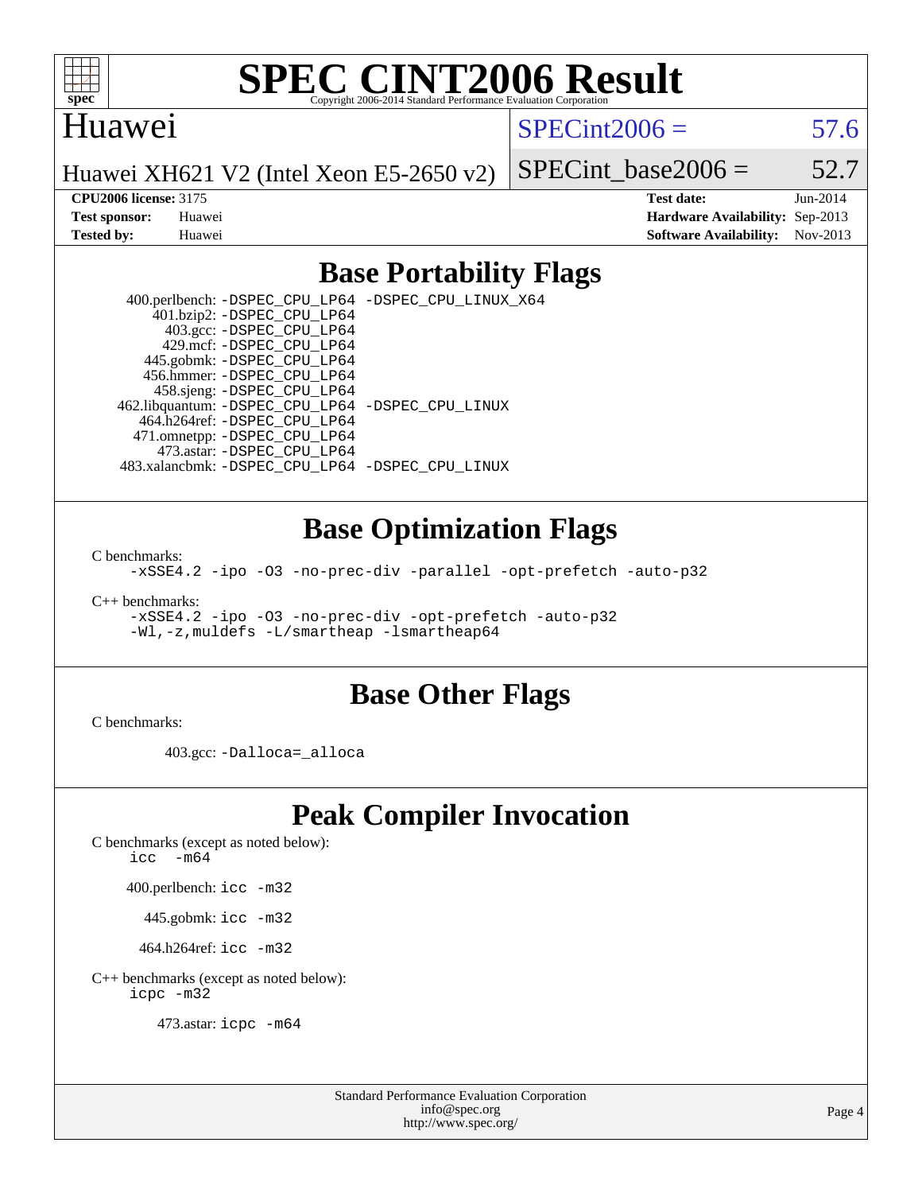# SPEC CINT2006 Result

Copyright 2006-2014 Standard Performance Evaluation Corporation

## Huawei

Huawei XH621 V2 (Intel Xeon E5-2650 v2)

SPECint2006 = 57.6

SPECint_base2006 = 52.7

| | | | |
|---|---|---|---|
| **CPU2006 license:** | 3175 | **Test date:** | Jun-2014 |
| **Test sponsor:** | Huawei | **Hardware Availability:** | Sep-2013 |
| **Tested by:** | Huawei | **Software Availability:** | Nov-2013 |

## Base Portability Flags

400.perlbench: `-DSPEC_CPU_LP64 -DSPEC_CPU_LINUX_X64`
401.bzip2: `-DSPEC_CPU_LP64`
403.gcc: `-DSPEC_CPU_LP64`
429.mcf: `-DSPEC_CPU_LP64`
445.gobmk: `-DSPEC_CPU_LP64`
456.hmmer: `-DSPEC_CPU_LP64`
458.sjeng: `-DSPEC_CPU_LP64`
462.libquantum: `-DSPEC_CPU_LP64 -DSPEC_CPU_LINUX`
464.h264ref: `-DSPEC_CPU_LP64`
471.omnetpp: `-DSPEC_CPU_LP64`
473.astar: `-DSPEC_CPU_LP64`
483.xalancbmk: `-DSPEC_CPU_LP64 -DSPEC_CPU_LINUX`

## Base Optimization Flags

C benchmarks:
`-xSSE4.2 -ipo -O3 -no-prec-div -parallel -opt-prefetch -auto-p32`

C++ benchmarks:
`-xSSE4.2 -ipo -O3 -no-prec-div -opt-prefetch -auto-p32`
`-Wl,-z,muldefs -L/smartheap -lsmartheap64`

## Base Other Flags

C benchmarks:

403.gcc: `-Dalloca=_alloca`

## Peak Compiler Invocation

C benchmarks (except as noted below):
`icc -m64`

400.perlbench: `icc -m32`

445.gobmk: `icc -m32`

464.h264ref: `icc -m32`

C++ benchmarks (except as noted below):
`icpc -m32`

473.astar: `icpc -m64`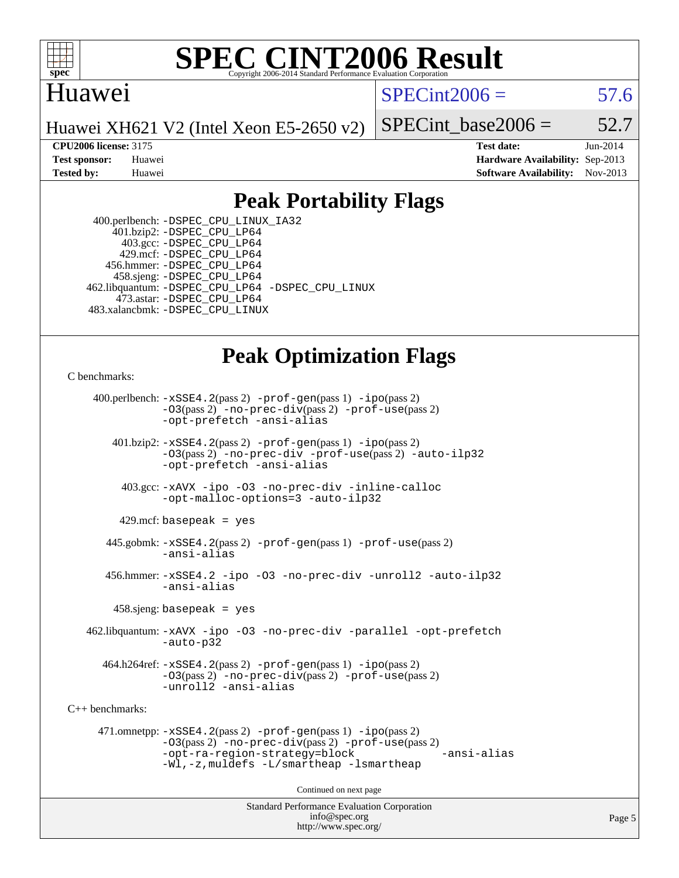# SPEC CINT2006 Result

Copyright 2006-2014 Standard Performance Evaluation Corporation

## Huawei

Huawei XH621 V2 (Intel Xeon E5-2650 v2)

SPECint2006 = 57.6

SPECint_base2006 = 52.7

**CPU2006 license:** 3175
**Test sponsor:** Huawei
**Tested by:** Huawei

**Test date:** Jun-2014
**Hardware Availability:** Sep-2013
**Software Availability:** Nov-2013

## Peak Portability Flags

400.perlbench: -DSPEC_CPU_LINUX_IA32
401.bzip2: -DSPEC_CPU_LP64
403.gcc: -DSPEC_CPU_LP64
429.mcf: -DSPEC_CPU_LP64
456.hmmer: -DSPEC_CPU_LP64
458.sjeng: -DSPEC_CPU_LP64
462.libquantum: -DSPEC_CPU_LP64 -DSPEC_CPU_LINUX
473.astar: -DSPEC_CPU_LP64
483.xalancbmk: -DSPEC_CPU_LINUX

## Peak Optimization Flags

C benchmarks:

400.perlbench: -xSSE4.2(pass 2) -prof-gen(pass 1) -ipo(pass 2) -O3(pass 2) -no-prec-div(pass 2) -prof-use(pass 2) -opt-prefetch -ansi-alias

401.bzip2: -xSSE4.2(pass 2) -prof-gen(pass 1) -ipo(pass 2) -O3(pass 2) -no-prec-div -prof-use(pass 2) -auto-ilp32 -opt-prefetch -ansi-alias

403.gcc: -xAVX -ipo -O3 -no-prec-div -inline-calloc -opt-malloc-options=3 -auto-ilp32

429.mcf: basepeak = yes

445.gobmk: -xSSE4.2(pass 2) -prof-gen(pass 1) -prof-use(pass 2) -ansi-alias

456.hmmer: -xSSE4.2 -ipo -O3 -no-prec-div -unroll2 -auto-ilp32 -ansi-alias

458.sjeng: basepeak = yes

462.libquantum: -xAVX -ipo -O3 -no-prec-div -parallel -opt-prefetch -auto-p32

464.h264ref: -xSSE4.2(pass 2) -prof-gen(pass 1) -ipo(pass 2) -O3(pass 2) -no-prec-div(pass 2) -prof-use(pass 2) -unroll2 -ansi-alias

C++ benchmarks:

471.omnetpp: -xSSE4.2(pass 2) -prof-gen(pass 1) -ipo(pass 2) -O3(pass 2) -no-prec-div(pass 2) -prof-use(pass 2) -opt-ra-region-strategy=block -ansi-alias -Wl,-z,muldefs -L/smartheap -lsmartheap

Continued on next page

Standard Performance Evaluation Corporation
info@spec.org
http://www.spec.org/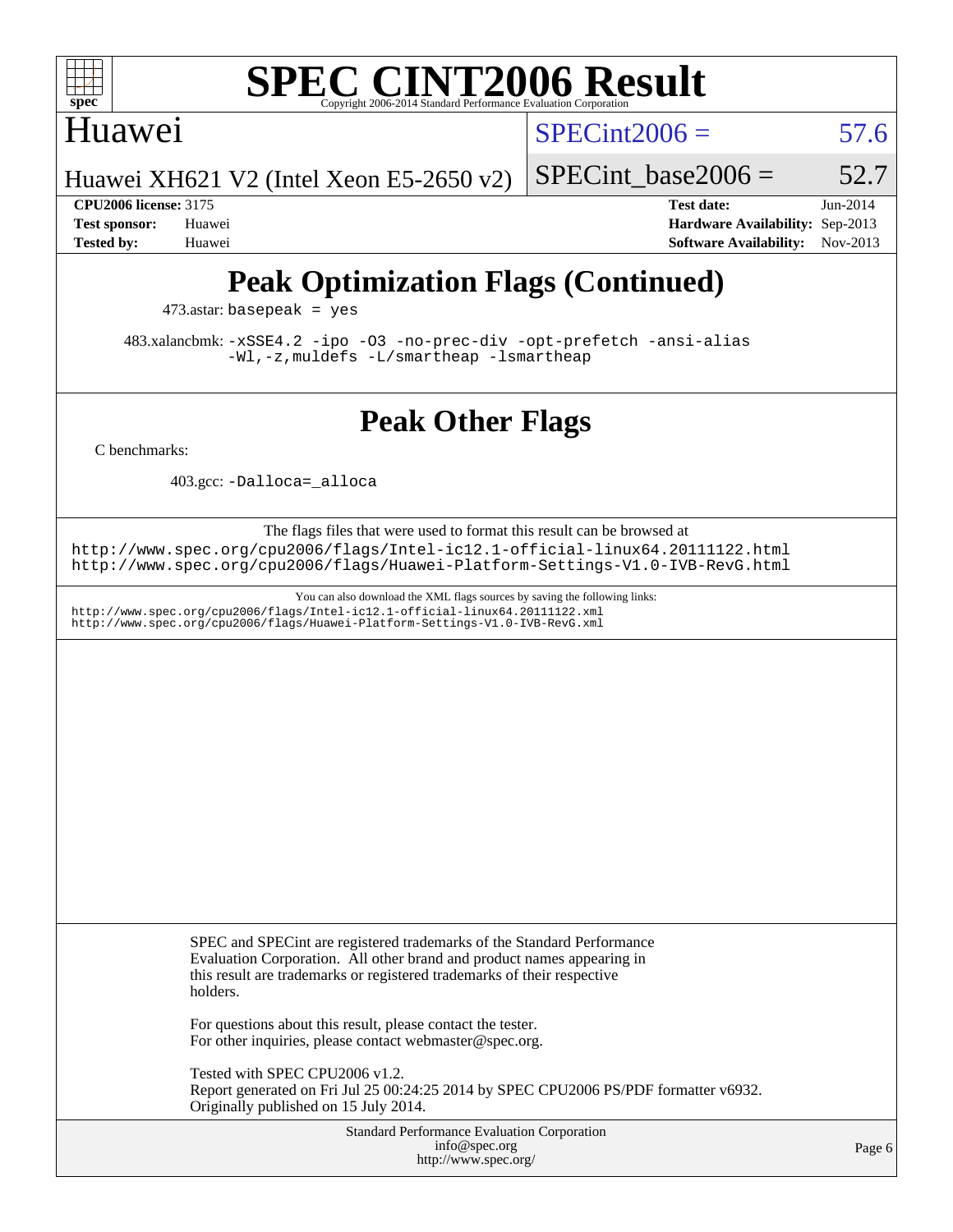## Peak Optimization Flags (Continued)

473.astar: basepeak = yes

483.xalancbmk: -xSSE4.2 -ipo -O3 -no-prec-div -opt-prefetch -ansi-alias -Wl,-z,muldefs -L/smartheap -lsmartheap

## Peak Other Flags

C benchmarks:

403.gcc: -Dalloca=_alloca

The flags files that were used to format this result can be browsed at
http://www.spec.org/cpu2006/flags/Intel-ic12.1-official-linux64.20111122.html
http://www.spec.org/cpu2006/flags/Huawei-Platform-Settings-V1.0-IVB-RevG.html

You can also download the XML flags sources by saving the following links:
http://www.spec.org/cpu2006/flags/Intel-ic12.1-official-linux64.20111122.xml
http://www.spec.org/cpu2006/flags/Huawei-Platform-Settings-V1.0-IVB-RevG.xml

SPEC and SPECint are registered trademarks of the Standard Performance Evaluation Corporation. All other brand and product names appearing in this result are trademarks or registered trademarks of their respective holders.

For questions about this result, please contact the tester.
For other inquiries, please contact webmaster@spec.org.

Tested with SPEC CPU2006 v1.2.
Report generated on Fri Jul 25 00:24:25 2014 by SPEC CPU2006 PS/PDF formatter v6932.
Originally published on 15 July 2014.